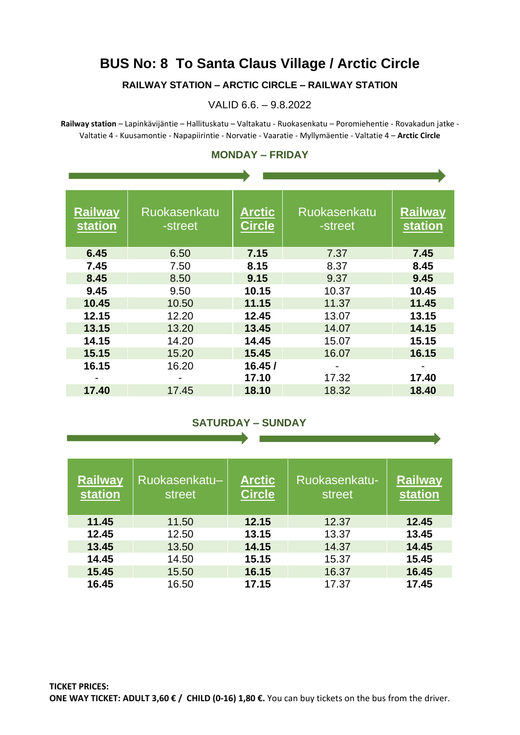# BUS No: 8 To Santa Claus Village / Arctic Circle

**RAILWAY STATION – ARCTIC CIRCLE – RAILWAY STATION**

VALID 6.6. – 9.8.2022

**Railway station** – Lapinkävijäntie – Hallituskatu – Valtakatu - Ruokasenkatu – Poromiehentie - Rovakadun jatke - Valtatie 4 - Kuusamontie - Napapiirintie - Norvatie - Vaaratie - Myllymäentie - Valtatie 4 – **Arctic Circle**

## MONDAY – FRIDAY

| Railway station | Ruokasenkatu -street | Arctic Circle | Ruokasenkatu -street | Railway station |
|---|---|---|---|---|
| **6.45** | 6.50 | **7.15** | 7.37 | **7.45** |
| **7.45** | 7.50 | **8.15** | 8.37 | **8.45** |
| **8.45** | 8.50 | **9.15** | 9.37 | **9.45** |
| **9.45** | 9.50 | **10.15** | 10.37 | **10.45** |
| **10.45** | 10.50 | **11.15** | 11.37 | **11.45** |
| **12.15** | 12.20 | **12.45** | 13.07 | **13.15** |
| **13.15** | 13.20 | **13.45** | 14.07 | **14.15** |
| **14.15** | 14.20 | **14.45** | 15.07 | **15.15** |
| **15.15** | 15.20 | **15.45** | 16.07 | **16.15** |
| **16.15** | 16.20 | **16.45 /** | - | - |
| - | - | **17.10** | 17.32 | **17.40** |
| **17.40** | 17.45 | **18.10** | 18.32 | **18.40** |

## SATURDAY – SUNDAY

| Railway station | Ruokasenkatu–street | Arctic Circle | Ruokasenkatu-street | Railway station |
|---|---|---|---|---|
| **11.45** | 11.50 | **12.15** | 12.37 | **12.45** |
| **12.45** | 12.50 | **13.15** | 13.37 | **13.45** |
| **13.45** | 13.50 | **14.15** | 14.37 | **14.45** |
| **14.45** | 14.50 | **15.15** | 15.37 | **15.45** |
| **15.45** | 15.50 | **16.15** | 16.37 | **16.45** |
| **16.45** | 16.50 | **17.15** | 17.37 | **17.45** |

**TICKET PRICES:**
**ONE WAY TICKET: ADULT 3,60 € / CHILD (0-16) 1,80 €.** You can buy tickets on the bus from the driver.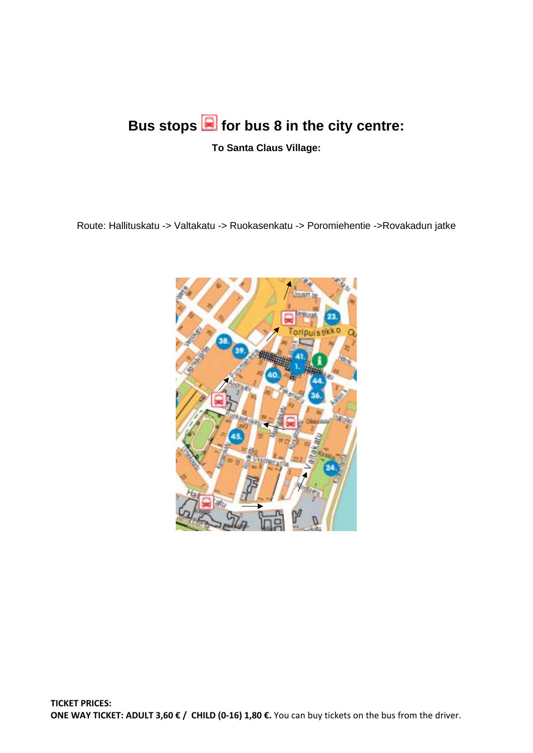# Bus stops for bus 8 in the city centre:

**To Santa Claus Village:**

Route: Hallituskatu -> Valtakatu -> Ruokasenkatu -> Poromiehentie ->Rovakadun jatke

**TICKET PRICES:**
**ONE WAY TICKET: ADULT 3,60 € / CHILD (0-16) 1,80 €.** You can buy tickets on the bus from the driver.